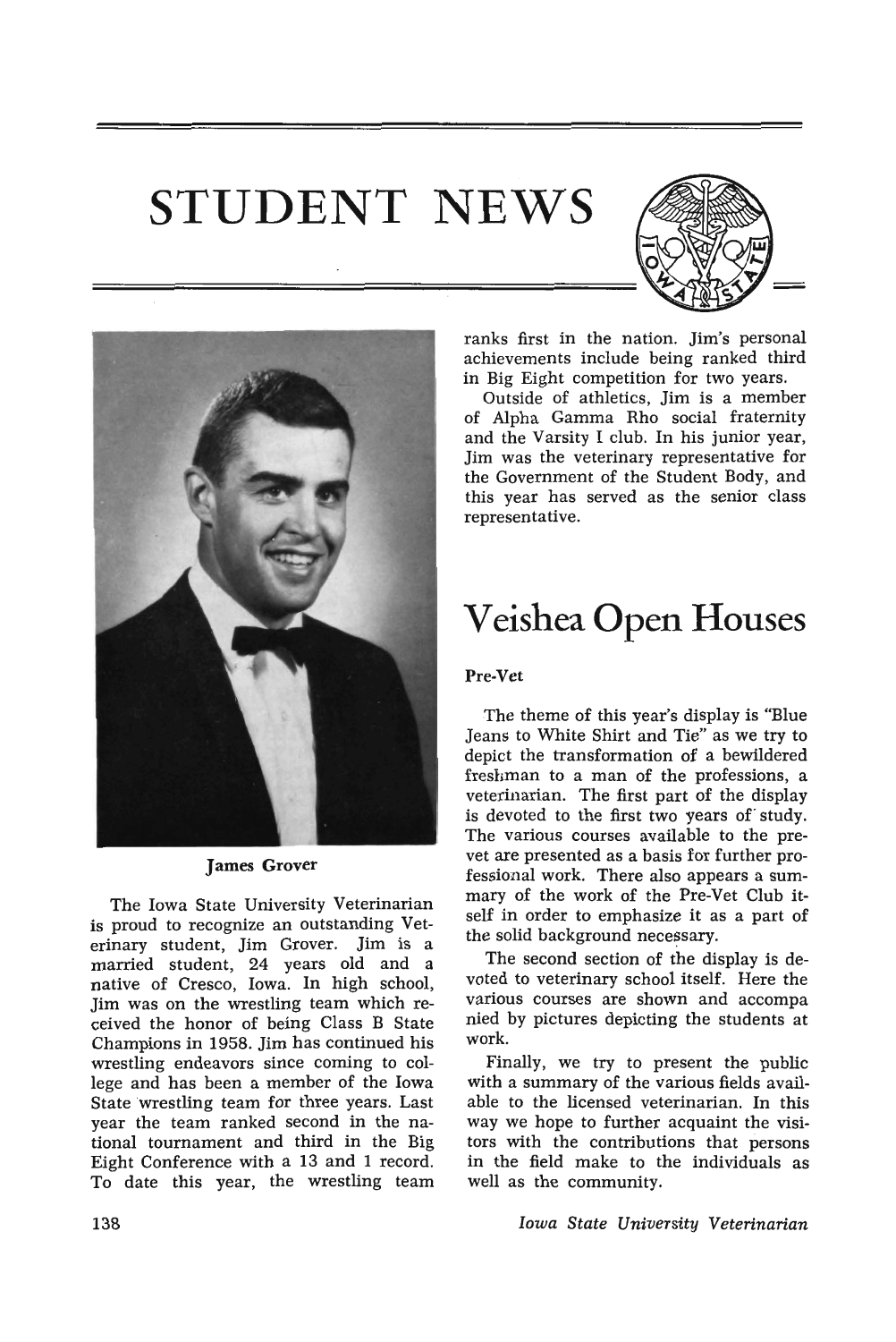# STUDENT NEWS

**James Grover**

The Iowa State University Veterinarian is proud to recognize an outstanding Veterinary student, Jim Grover. Jim is a married student, 24 years old and a native of Cresco, Iowa. In high school, Jim was on the wrestling team which received the honor of being Class B State Champions in 1958. Jim has continued his wrestling endeavors since coming to college and has been a member of the Iowa State wrestling team for three years. Last year the team ranked second in the national tournament and third in the Big Eight Conference with a 13 and 1 record. To date this year, the wrestling team ranks first in the nation. Jim's personal achievements include being ranked third in Big Eight competition for two years.

Outside of athletics, Jim is a member of Alpha Gamma Rho social fraternity and the Varsity I club. In his junior year, Jim was the veterinary representative for the Government of the Student Body, and this year has served as the senior class representative.

# Veishea Open Houses

### Pre-Vet

The theme of this year's display is "Blue Jeans to White Shirt and Tie" as we try to depict the transformation of a bewildered freshman to a man of the professions, a veterinarian. The first part of the display is devoted to the first two years of study. The various courses available to the pre-vet are presented as a basis for further professional work. There also appears a summary of the work of the Pre-Vet Club itself in order to emphasize it as a part of the solid background necessary.

The second section of the display is devoted to veterinary school itself. Here the various courses are shown and accompa nied by pictures depicting the students at work.

Finally, we try to present the public with a summary of the various fields available to the licensed veterinarian. In this way we hope to further acquaint the visitors with the contributions that persons in the field make to the individuals as well as the community.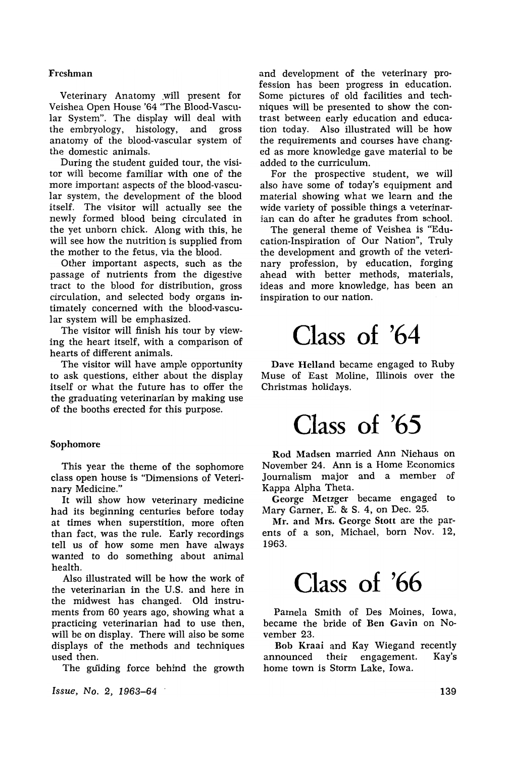### Freshman

Veterinary Anatomy will present for Veishea Open House '64 "The Blood-Vascular System". The display will deal with the embryology, histology, and gross anatomy of the blood-vascular system of the domestic animals.

During the student guided tour, the visitor will become familiar with one of the more important aspects of the blood-vascular system, the development of the blood itself. The visitor will actually see the newly formed blood being circulated in the yet unborn chick. Along with this, he will see how the nutrition is supplied from the mother to the fetus, via the blood.

Other important aspects, such as the passage of nutrients from the digestive tract to the blood for distribution, gross circulation, and selected body organs intimately concerned with the blood-vascular system will be emphasized.

The visitor will finish his tour by viewing the heart itself, with a comparison of hearts of different animals.

The visitor will have ample opportunity to ask questions, either about the display itself or what the future has to offer the the graduating veterinarian by making use of the booths erected for this purpose.

### Sophomore

This year the theme of the sophomore class open house is "Dimensions of Veterinary Medicine."

It will show how veterinary medicine had its beginning centuries before today at times when superstition, more often than fact, was the rule. Early recordings tell us of how some men have always wanted to do something about animal health.

Also illustrated will be how the work of the veterinarian in the U.S. and here in the midwest has changed. Old instruments from 60 years ago, showing what a practicing veterinarian had to use then, will be on display. There will also be some displays of the methods and techniques used then.

The guiding force behind the growth and development of the veterinary profession has been progress in education. Some pictures of old facilities and techniques will be presented to show the contrast between early education and education today. Also illustrated will be how the requirements and courses have changed as more knowledge gave material to be added to the curriculum.

For the prospective student, we will also have some of today's equipment and material showing what we learn and the wide variety of possible things a veterinarian can do after he gradutes from school.

The general theme of Veishea is "Education-Inspiration of Our Nation", Truly the development and growth of the veterinary profession, by education, forging ahead with better methods, materials, ideas and more knowledge, has been an inspiration to our nation.

# Class of '64

**Dave Helland** became engaged to Ruby Muse of East Moline, Illinois over the Christmas holidays.

# Class of '65

**Rod Madsen** married Ann Niehaus on November 24. Ann is a Home Economics Journalism major and a member of Kappa Alpha Theta.

**George Metzger** became engaged to Mary Garner, E. & S. 4, on Dec. 25.

**Mr. and Mrs. George Stott** are the parents of a son, Michael, born Nov. 12, 1963.

# Class of '66

Pamela Smith of Des Moines, Iowa, became the bride of **Ben Gavin** on November 23.

**Bob Kraai** and Kay Wiegand recently announced their engagement. Kay's home town is Storm Lake, Iowa.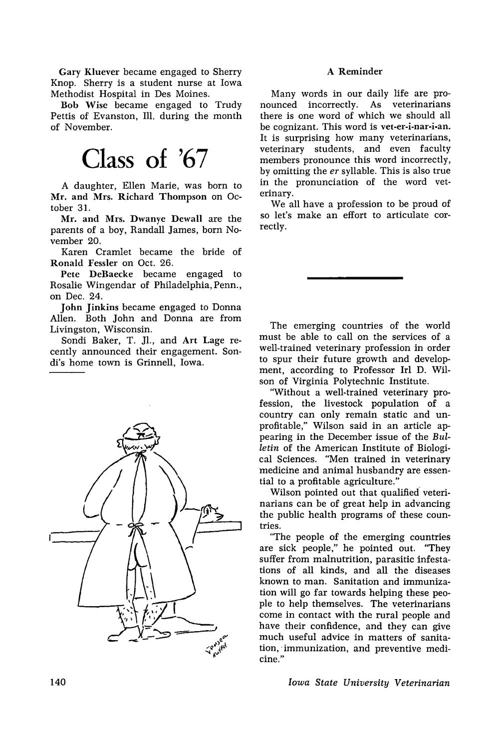**Gary Kluever** became engaged to Sherry Knop. Sherry is a student nurse at Iowa Methodist Hospital in Des Moines.

**Bob Wise** became engaged to Trudy Pettis of Evanston, Ill. during the month of November.

# Class of '67

A daughter, Ellen Marie, was born to **Mr. and Mrs. Richard Thompson** on October 31.

**Mr. and Mrs. Dwanye Dewall** are the parents of a boy, Randall James, born November 20.

Karen Cramlet became the bride of **Ronald Fessler** on Oct. 26.

**Pete DeBaecke** became engaged to Rosalie Wingendar of Philadelphia, Penn., on Dec. 24.

**John Jinkins** became engaged to Donna Allen. Both John and Donna are from Livingston, Wisconsin.

Sondi Baker, T. Jl., and **Art Lage** recently announced their engagement. Sondi's home town is Grinnell, Iowa.

### A Reminder

Many words in our daily life are pronounced incorrectly. As veterinarians there is one word of which we should all be cognizant. This word is **vet-er-i-nar-i-an.** It is surprising how many veterinarians, veterinary students, and even faculty members pronounce this word incorrectly, by omitting the *er* syllable. This is also true in the pronunciation of the word veterinary.

We all have a profession to be proud of so let's make an effort to articulate correctly.

---

The emerging countries of the world must be able to call on the services of a well-trained veterinary profession in order to spur their future growth and development, according to Professor Irl D. Wilson of Virginia Polytechnic Institute.

"Without a well-trained veterinary profession, the livestock population of a country can only remain static and unprofitable," Wilson said in an article appearing in the December issue of the *Bulletin* of the American Institute of Biological Sciences. "Men trained in veterinary medicine and animal husbandry are essential to a profitable agriculture."

Wilson pointed out that qualified veterinarians can be of great help in advancing the public health programs of these countries.

"The people of the emerging countries are sick people," he pointed out. "They suffer from malnutrition, parasitic infestations of all kinds, and all the diseases known to man. Sanitation and immunization will go far towards helping these people to help themselves. The veterinarians come in contact with the rural people and have their confidence, and they can give much useful advice in matters of sanitation, immunization, and preventive medicine."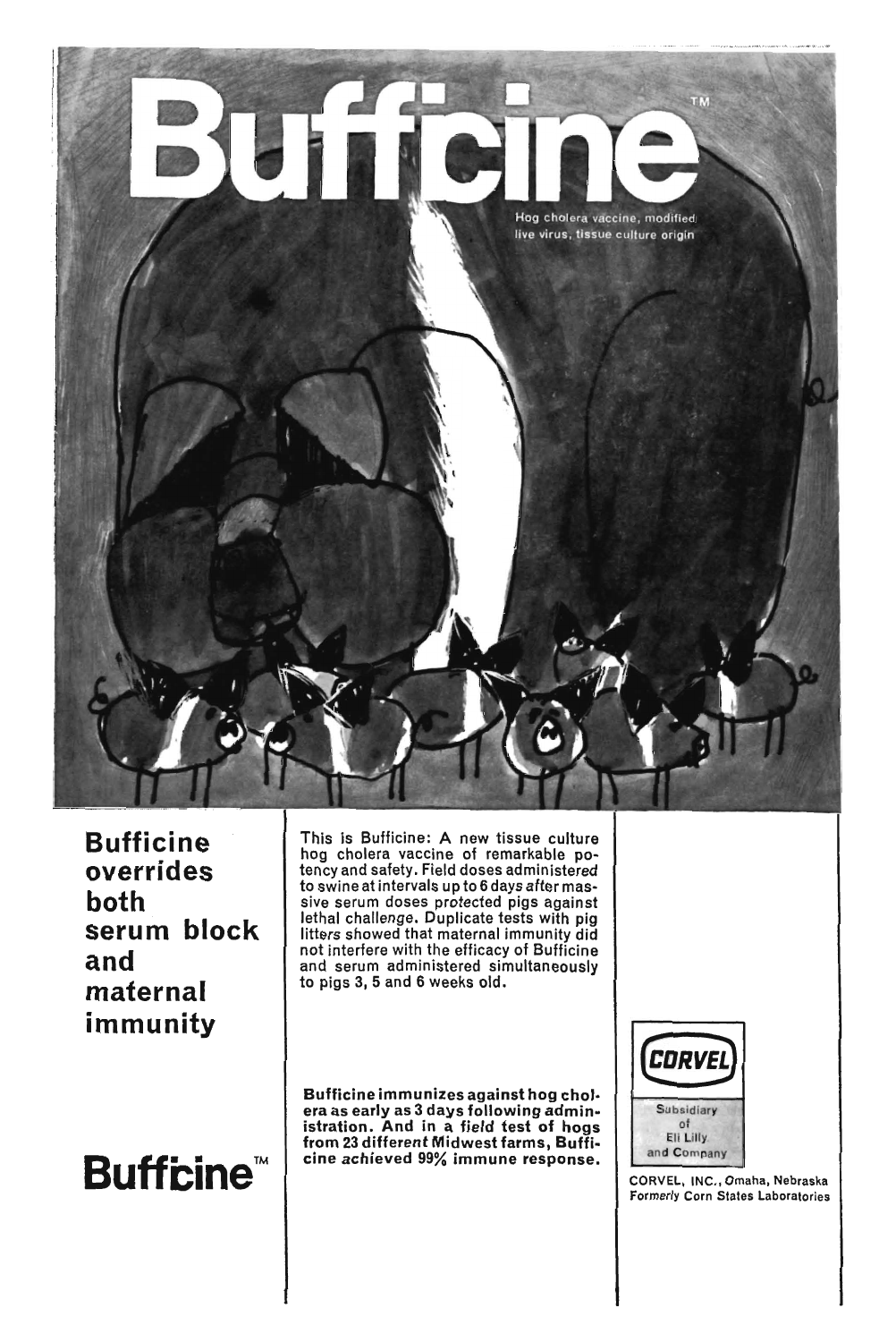# Bufficine™

Hog cholera vaccine, modified live virus, tissue culture origin

## Bufficine overrides both serum block and maternal immunity

This is Bufficine: A new tissue culture hog cholera vaccine of remarkable potency and safety. Field doses administered to swine at intervals up to 6 days *after* massive serum doses protected pigs against lethal challenge. Duplicate tests with pig litters showed that maternal immunity did not interfere with the efficacy of Bufficine and serum administered simultaneously to pigs 3, 5 and 6 weeks old.

**Bufficine immunizes against hog cholera as early as 3 days following administration. And in a *field* test of hogs from 23 different Midwest farms, Bufficine achieved 99% immune response.**

**Bufficine™**

CORVEL

Subsidiary of Eli Lilly and Company

CORVEL, INC., Omaha, Nebraska
Formerly Corn States Laboratories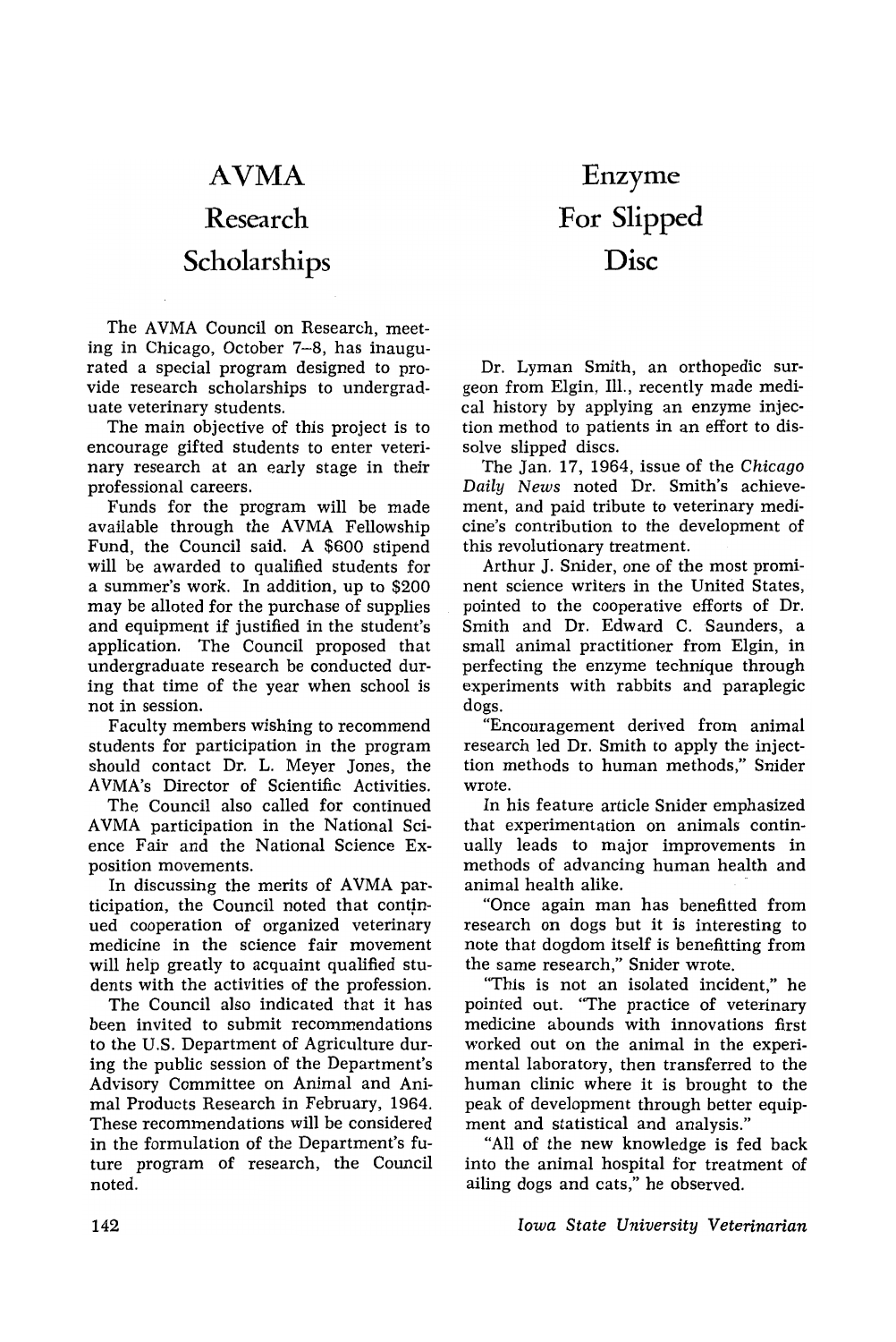# AVMA Research Scholarships

The AVMA Council on Research, meeting in Chicago, October 7–8, has inaugurated a special program designed to provide research scholarships to undergraduate veterinary students.

The main objective of this project is to encourage gifted students to enter veterinary research at an early stage in their professional careers.

Funds for the program will be made available through the AVMA Fellowship Fund, the Council said. A $600 stipend will be awarded to qualified students for a summer's work. In addition, up to $200 may be alloted for the purchase of supplies and equipment if justified in the student's application. The Council proposed that undergraduate research be conducted during that time of the year when school is not in session.

Faculty members wishing to recommend students for participation in the program should contact Dr. L. Meyer Jones, the AVMA's Director of Scientific Activities.

The Council also called for continued AVMA participation in the National Science Fair and the National Science Exposition movements.

In discussing the merits of AVMA participation, the Council noted that continued cooperation of organized veterinary medicine in the science fair movement will help greatly to acquaint qualified students with the activities of the profession.

The Council also indicated that it has been invited to submit recommendations to the U.S. Department of Agriculture during the public session of the Department's Advisory Committee on Animal and Animal Products Research in February, 1964. These recommendations will be considered in the formulation of the Department's future program of research, the Council noted.

# Enzyme For Slipped Disc

Dr. Lyman Smith, an orthopedic surgeon from Elgin, Ill., recently made medical history by applying an enzyme injection method to patients in an effort to dissolve slipped discs.

The Jan. 17, 1964, issue of the *Chicago Daily News* noted Dr. Smith's achievement, and paid tribute to veterinary medicine's contribution to the development of this revolutionary treatment.

Arthur J. Snider, one of the most prominent science writers in the United States, pointed to the cooperative efforts of Dr. Smith and Dr. Edward C. Saunders, a small animal practitioner from Elgin, in perfecting the enzyme technique through experiments with rabbits and paraplegic dogs.

"Encouragement derived from animal research led Dr. Smith to apply the injecttion methods to human methods," Snider wrote.

In his feature article Snider emphasized that experimentation on animals continually leads to major improvements in methods of advancing human health and animal health alike.

"Once again man has benefitted from research on dogs but it is interesting to note that dogdom itself is benefitting from the same research," Snider wrote.

"This is not an isolated incident," he pointed out. "The practice of veterinary medicine abounds with innovations first worked out on the animal in the experimental laboratory, then transferred to the human clinic where it is brought to the peak of development through better equipment and statistical and analysis."

"All of the new knowledge is fed back into the animal hospital for treatment of ailing dogs and cats," he observed.